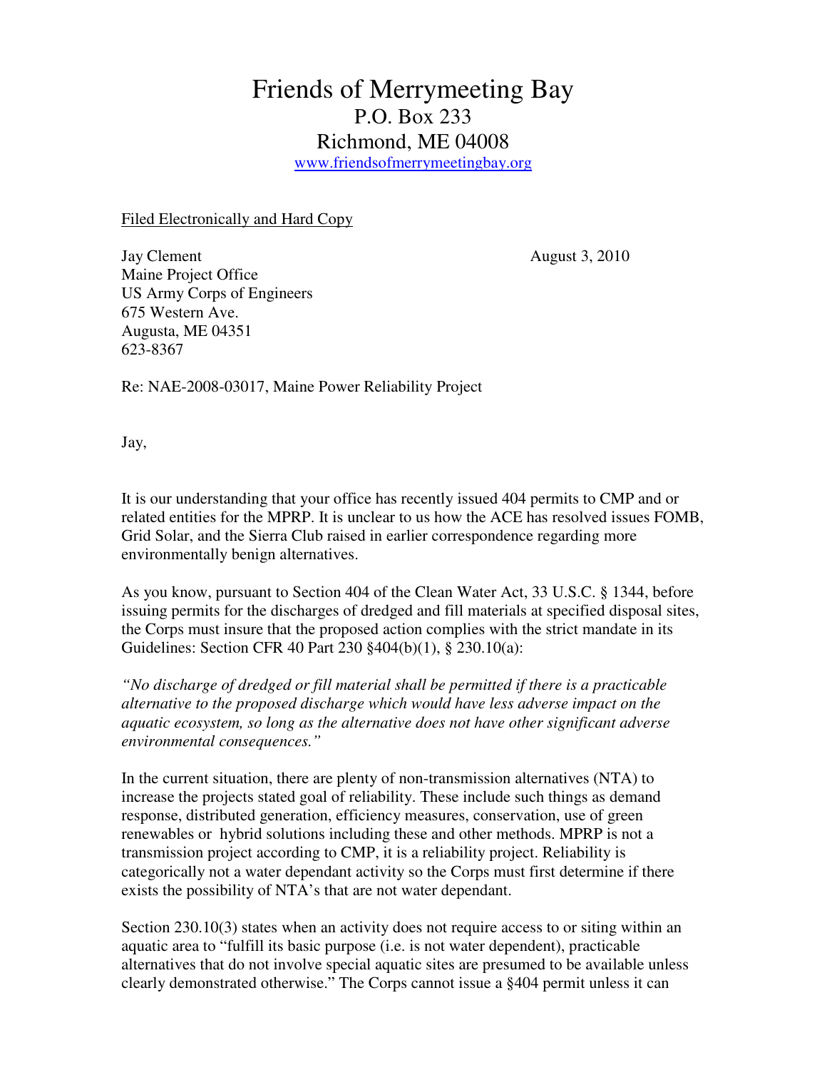# Friends of Merrymeeting Bay

P.O. Box 233
Richmond, ME 04008
[www.friendsofmerrymeetingbay.org](http://www.friendsofmerrymeetingbay.org)

<u>Filed Electronically and Hard Copy</u>

Jay Clement
Maine Project Office
US Army Corps of Engineers
675 Western Ave.
Augusta, ME 04351
623-8367

August 3, 2010

Re: NAE-2008-03017, Maine Power Reliability Project

Jay,

It is our understanding that your office has recently issued 404 permits to CMP and or related entities for the MPRP. It is unclear to us how the ACE has resolved issues FOMB, Grid Solar, and the Sierra Club raised in earlier correspondence regarding more environmentally benign alternatives.

As you know, pursuant to Section 404 of the Clean Water Act, 33 U.S.C. § 1344, before issuing permits for the discharges of dredged and fill materials at specified disposal sites, the Corps must insure that the proposed action complies with the strict mandate in its Guidelines: Section CFR 40 Part 230 §404(b)(1), § 230.10(a):

*"No discharge of dredged or fill material shall be permitted if there is a practicable alternative to the proposed discharge which would have less adverse impact on the aquatic ecosystem, so long as the alternative does not have other significant adverse environmental consequences."*

In the current situation, there are plenty of non-transmission alternatives (NTA) to increase the projects stated goal of reliability. These include such things as demand response, distributed generation, efficiency measures, conservation, use of green renewables or hybrid solutions including these and other methods. MPRP is not a transmission project according to CMP, it is a reliability project. Reliability is categorically not a water dependant activity so the Corps must first determine if there exists the possibility of NTA's that are not water dependant.

Section 230.10(3) states when an activity does not require access to or siting within an aquatic area to "fulfill its basic purpose (i.e. is not water dependent), practicable alternatives that do not involve special aquatic sites are presumed to be available unless clearly demonstrated otherwise." The Corps cannot issue a §404 permit unless it can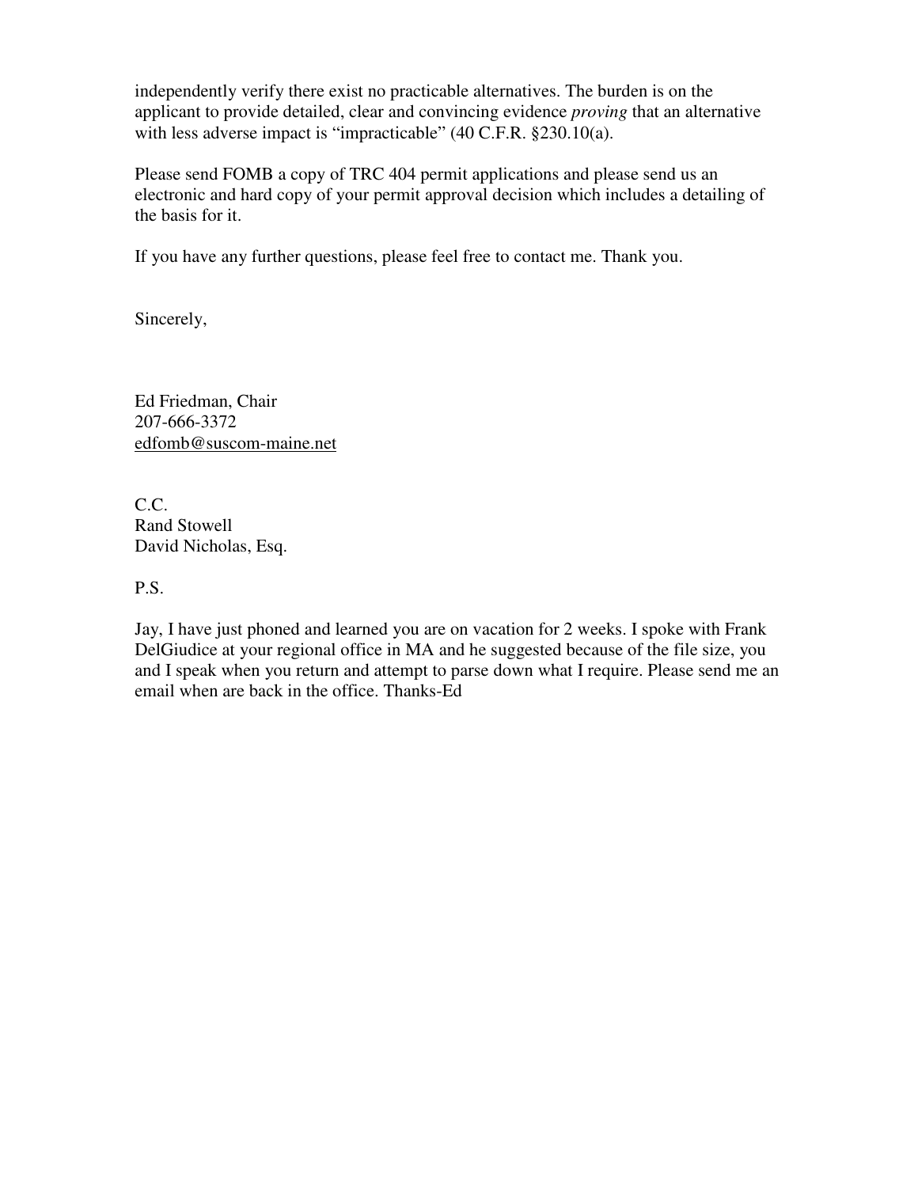independently verify there exist no practicable alternatives. The burden is on the applicant to provide detailed, clear and convincing evidence *proving* that an alternative with less adverse impact is "impracticable" (40 C.F.R. §230.10(a).

Please send FOMB a copy of TRC 404 permit applications and please send us an electronic and hard copy of your permit approval decision which includes a detailing of the basis for it.

If you have any further questions, please feel free to contact me. Thank you.

Sincerely,

Ed Friedman, Chair
207-666-3372
edfomb@suscom-maine.net

C.C.
Rand Stowell
David Nicholas, Esq.

P.S.

Jay, I have just phoned and learned you are on vacation for 2 weeks. I spoke with Frank DelGiudice at your regional office in MA and he suggested because of the file size, you and I speak when you return and attempt to parse down what I require. Please send me an email when are back in the office. Thanks-Ed